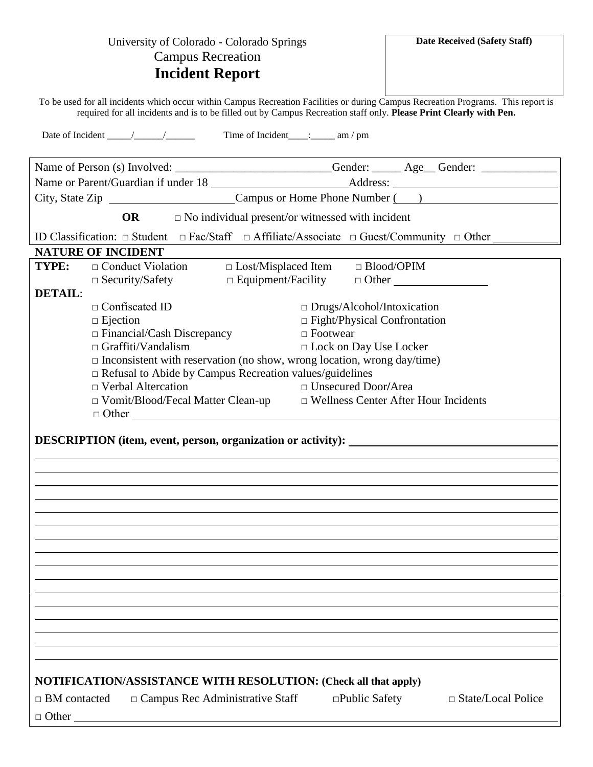University of Colorado - Colorado Springs

Campus Recreation

# Incident Report

**Date Received (Safety Staff)**

To be used for all incidents which occur within Campus Recreation Facilities or during Campus Recreation Programs. This report is required for all incidents and is to be filled out by Campus Recreation staff only. **Please Print Clearly with Pen.**

Date of Incident _____/______/______ Time of Incident____:_____ am / pm

Name of Person (s) Involved: ___________________________Gender: _____ Age__ Gender: _____________

Name or Parent/Guardian if under 18 _______________________Address: ____________________________

City, State Zip ______________________Campus or Home Phone Number (___)_______________________

**OR** □ No individual present/or witnessed with incident

ID Classification: □ Student □ Fac/Staff □ Affiliate/Associate □ Guest/Community □ Other ___________

**NATURE OF INCIDENT**

**TYPE:**
- □ Conduct Violation
- □ Lost/Misplaced Item
- □ Blood/OPIM
- □ Security/Safety
- □ Equipment/Facility
- □ Other ________________

**DETAIL:**
- □ Confiscated ID
- □ Drugs/Alcohol/Intoxication
- □ Ejection
- □ Fight/Physical Confrontation
- □ Financial/Cash Discrepancy
- □ Footwear
- □ Graffiti/Vandalism
- □ Lock on Day Use Locker
- □ Inconsistent with reservation (no show, wrong location, wrong day/time)
- □ Refusal to Abide by Campus Recreation values/guidelines
- □ Verbal Altercation
- □ Unsecured Door/Area
- □ Vomit/Blood/Fecal Matter Clean-up
- □ Wellness Center After Hour Incidents
- □ Other ______________________________________________________________

**DESCRIPTION (item, event, person, organization or activity):** ____________________________________

______________________________________________________________________________________

______________________________________________________________________________________

______________________________________________________________________________________

______________________________________________________________________________________

______________________________________________________________________________________

______________________________________________________________________________________

______________________________________________________________________________________

______________________________________________________________________________________

______________________________________________________________________________________

______________________________________________________________________________________

______________________________________________________________________________________

______________________________________________________________________________________

______________________________________________________________________________________

______________________________________________________________________________________

______________________________________________________________________________________

**NOTIFICATION/ASSISTANCE WITH RESOLUTION: (Check all that apply)**

□ BM contacted □ Campus Rec Administrative Staff □Public Safety □ State/Local Police

□ Other ______________________________________________________________________________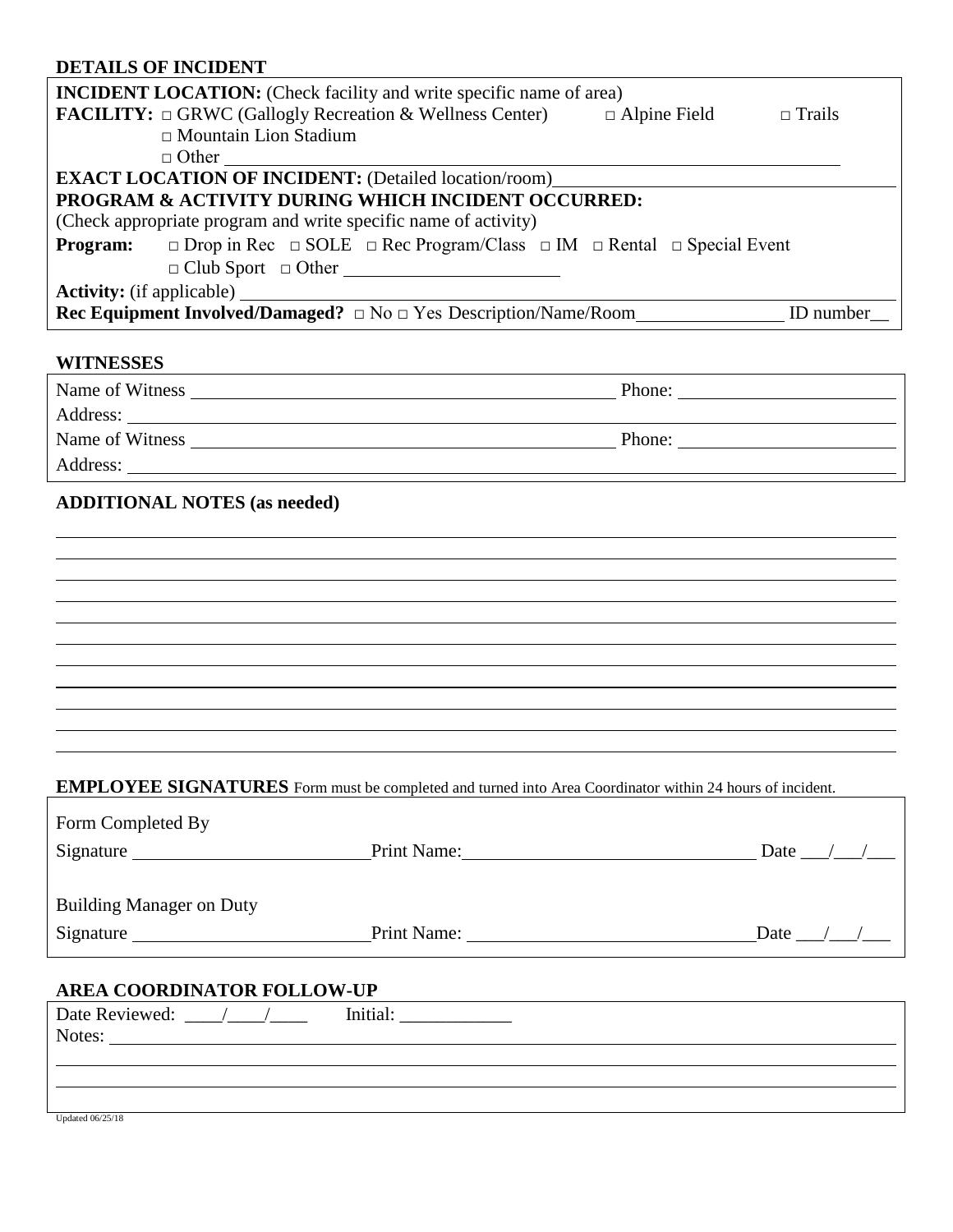## DETAILS OF INCIDENT

**INCIDENT LOCATION:** (Check facility and write specific name of area)

**FACILITY:** □ GRWC (Gallogly Recreation & Wellness Center) □ Alpine Field □ Trails

□ Mountain Lion Stadium

□ Other ______________________________

**EXACT LOCATION OF INCIDENT:** (Detailed location/room) ______________________________

**PROGRAM & ACTIVITY DURING WHICH INCIDENT OCCURRED:**

(Check appropriate program and write specific name of activity)

**Program:** □ Drop in Rec □ SOLE □ Rec Program/Class □ IM □ Rental □ Special Event

□ Club Sport □ Other ______________________________

**Activity:** (if applicable) ______________________________

**Rec Equipment Involved/Damaged?** □ No □ Yes Description/Name/Room______________ ID number__

## WITNESSES

Name of Witness ______________________________ Phone: ______________

Address: ______________________________

Name of Witness ______________________________ Phone: ______________

Address: ______________________________

## ADDITIONAL NOTES (as needed)

______________________________

______________________________

______________________________

______________________________

______________________________

______________________________

______________________________

______________________________

______________________________

______________________________

______________________________

## EMPLOYEE SIGNATURES

Form must be completed and turned into Area Coordinator within 24 hours of incident.

Form Completed By

Signature ______________________ Print Name: ______________________ Date ___/___/___

Building Manager on Duty

Signature ______________________ Print Name: ______________________ Date ___/___/___

## AREA COORDINATOR FOLLOW-UP

Date Reviewed: ____/____/____ Initial: ____________

Notes: ______________________________

______________________________

______________________________

Updated 06/25/18